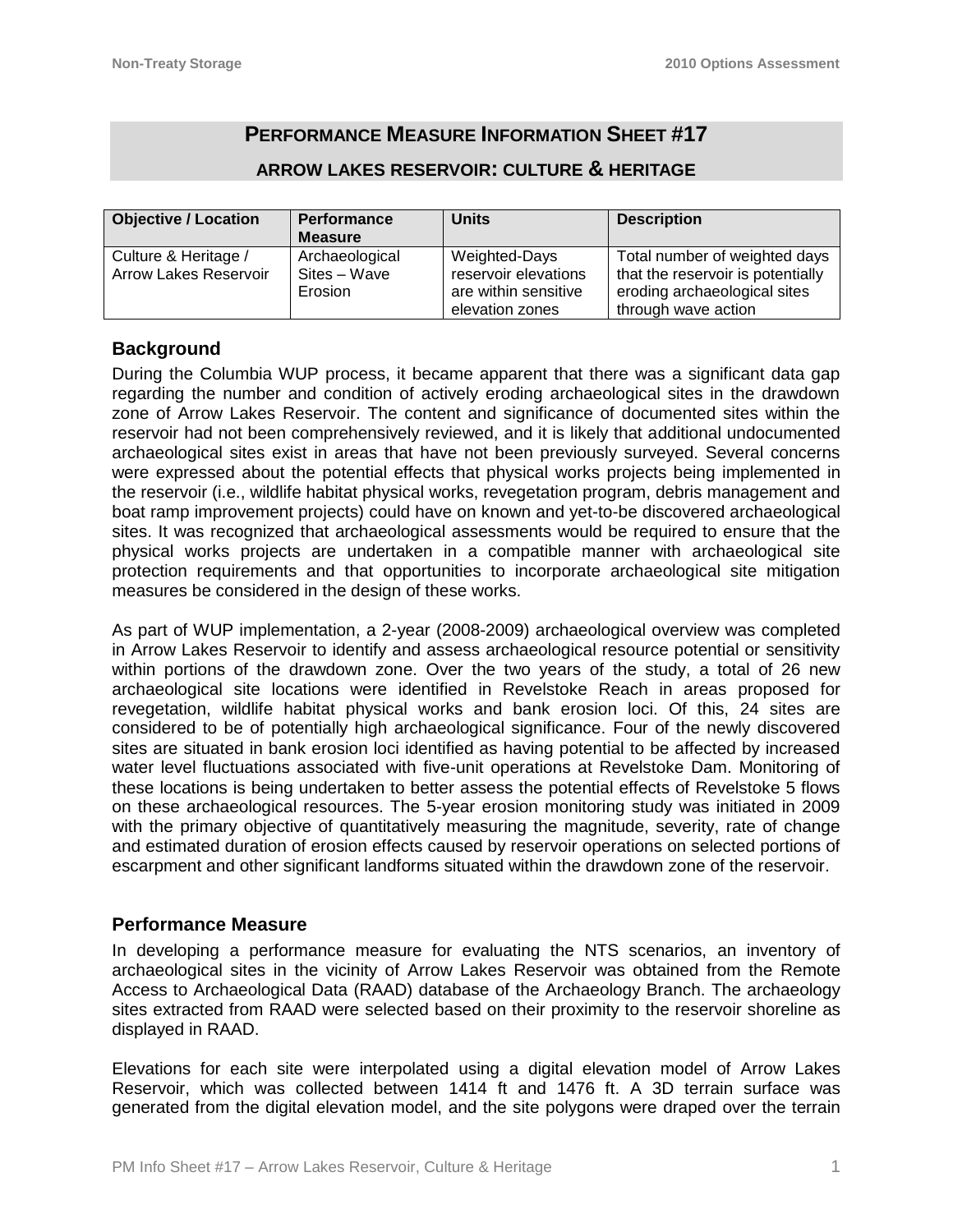# PERFORMANCE MEASURE INFORMATION SHEET #17

## ARROW LAKES RESERVOIR: CULTURE & HERITAGE

| Objective / Location | Performance Measure | Units | Description |
|---|---|---|---|
| Culture & Heritage / Arrow Lakes Reservoir | Archaeological Sites – Wave Erosion | Weighted-Days reservoir elevations are within sensitive elevation zones | Total number of weighted days that the reservoir is potentially eroding archaeological sites through wave action |

### Background

During the Columbia WUP process, it became apparent that there was a significant data gap regarding the number and condition of actively eroding archaeological sites in the drawdown zone of Arrow Lakes Reservoir. The content and significance of documented sites within the reservoir had not been comprehensively reviewed, and it is likely that additional undocumented archaeological sites exist in areas that have not been previously surveyed. Several concerns were expressed about the potential effects that physical works projects being implemented in the reservoir (i.e., wildlife habitat physical works, revegetation program, debris management and boat ramp improvement projects) could have on known and yet-to-be discovered archaeological sites. It was recognized that archaeological assessments would be required to ensure that the physical works projects are undertaken in a compatible manner with archaeological site protection requirements and that opportunities to incorporate archaeological site mitigation measures be considered in the design of these works.

As part of WUP implementation, a 2-year (2008-2009) archaeological overview was completed in Arrow Lakes Reservoir to identify and assess archaeological resource potential or sensitivity within portions of the drawdown zone. Over the two years of the study, a total of 26 new archaeological site locations were identified in Revelstoke Reach in areas proposed for revegetation, wildlife habitat physical works and bank erosion loci. Of this, 24 sites are considered to be of potentially high archaeological significance. Four of the newly discovered sites are situated in bank erosion loci identified as having potential to be affected by increased water level fluctuations associated with five-unit operations at Revelstoke Dam. Monitoring of these locations is being undertaken to better assess the potential effects of Revelstoke 5 flows on these archaeological resources. The 5-year erosion monitoring study was initiated in 2009 with the primary objective of quantitatively measuring the magnitude, severity, rate of change and estimated duration of erosion effects caused by reservoir operations on selected portions of escarpment and other significant landforms situated within the drawdown zone of the reservoir.

### Performance Measure

In developing a performance measure for evaluating the NTS scenarios, an inventory of archaeological sites in the vicinity of Arrow Lakes Reservoir was obtained from the Remote Access to Archaeological Data (RAAD) database of the Archaeology Branch. The archaeology sites extracted from RAAD were selected based on their proximity to the reservoir shoreline as displayed in RAAD.

Elevations for each site were interpolated using a digital elevation model of Arrow Lakes Reservoir, which was collected between 1414 ft and 1476 ft. A 3D terrain surface was generated from the digital elevation model, and the site polygons were draped over the terrain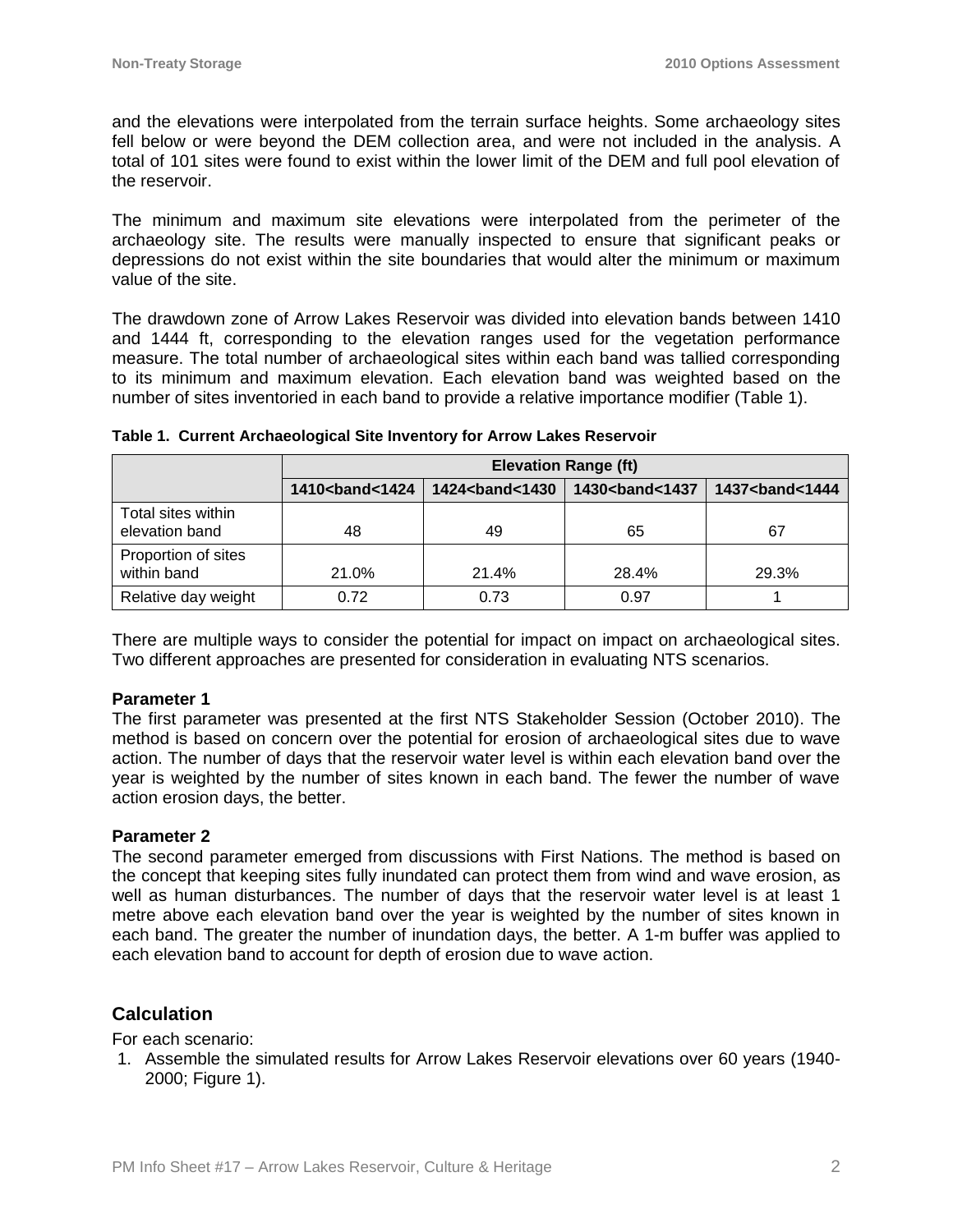and the elevations were interpolated from the terrain surface heights. Some archaeology sites fell below or were beyond the DEM collection area, and were not included in the analysis. A total of 101 sites were found to exist within the lower limit of the DEM and full pool elevation of the reservoir.

The minimum and maximum site elevations were interpolated from the perimeter of the archaeology site. The results were manually inspected to ensure that significant peaks or depressions do not exist within the site boundaries that would alter the minimum or maximum value of the site.

The drawdown zone of Arrow Lakes Reservoir was divided into elevation bands between 1410 and 1444 ft, corresponding to the elevation ranges used for the vegetation performance measure. The total number of archaeological sites within each band was tallied corresponding to its minimum and maximum elevation. Each elevation band was weighted based on the number of sites inventoried in each band to provide a relative importance modifier (Table 1).

**Table 1. Current Archaeological Site Inventory for Arrow Lakes Reservoir**

| | Elevation Range (ft) | | | |
|---|---|---|---|---|
| | 1410<band<1424 | 1424<band<1430 | 1430<band<1437 | 1437<band<1444 |
| Total sites within elevation band | 48 | 49 | 65 | 67 |
| Proportion of sites within band | 21.0% | 21.4% | 28.4% | 29.3% |
| Relative day weight | 0.72 | 0.73 | 0.97 | 1 |

There are multiple ways to consider the potential for impact on impact on archaeological sites. Two different approaches are presented for consideration in evaluating NTS scenarios.

**Parameter 1**

The first parameter was presented at the first NTS Stakeholder Session (October 2010). The method is based on concern over the potential for erosion of archaeological sites due to wave action. The number of days that the reservoir water level is within each elevation band over the year is weighted by the number of sites known in each band. The fewer the number of wave action erosion days, the better.

**Parameter 2**

The second parameter emerged from discussions with First Nations. The method is based on the concept that keeping sites fully inundated can protect them from wind and wave erosion, as well as human disturbances. The number of days that the reservoir water level is at least 1 metre above each elevation band over the year is weighted by the number of sites known in each band. The greater the number of inundation days, the better. A 1-m buffer was applied to each elevation band to account for depth of erosion due to wave action.

## Calculation

For each scenario:

1. Assemble the simulated results for Arrow Lakes Reservoir elevations over 60 years (1940-2000; Figure 1).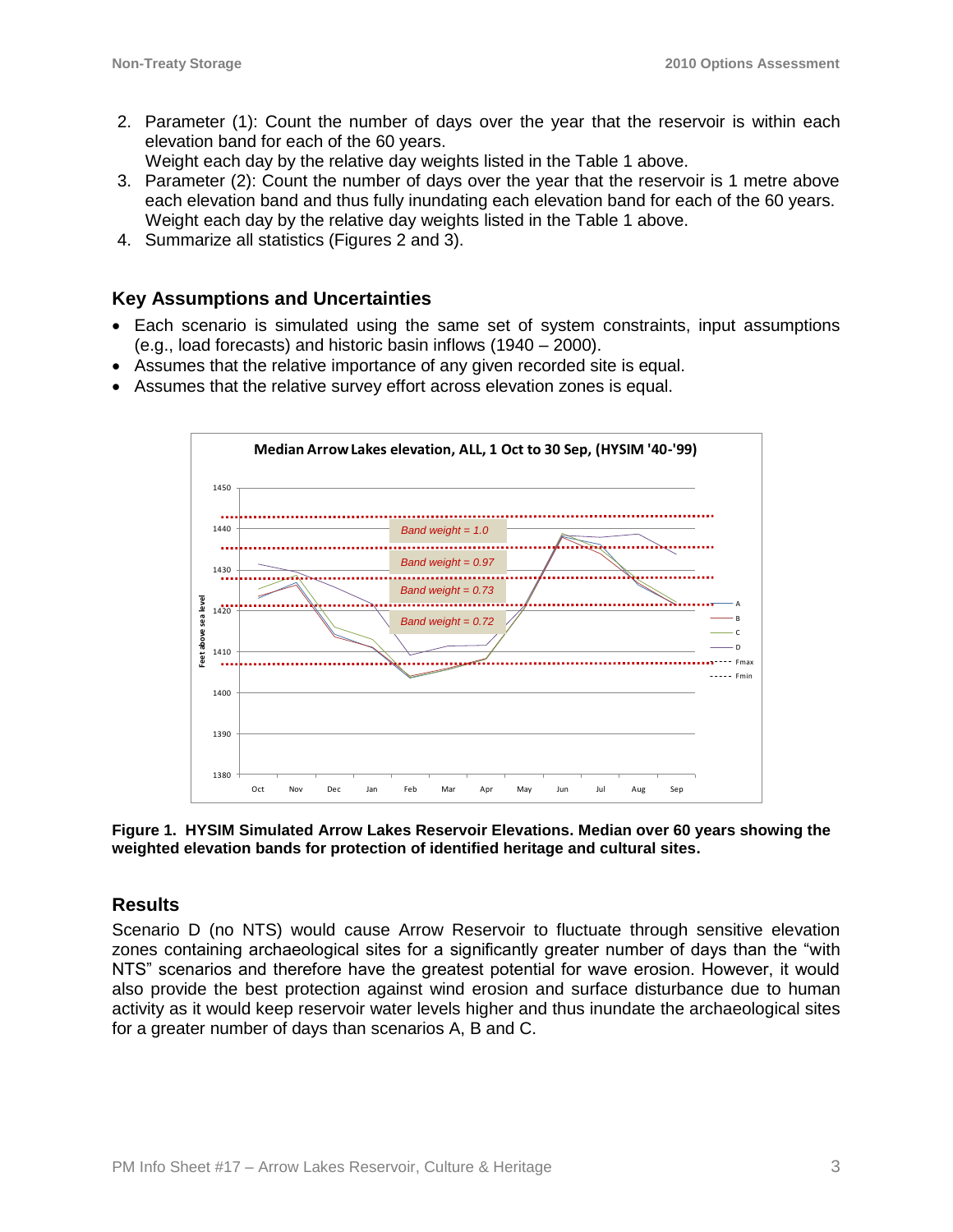2. Parameter (1): Count the number of days over the year that the reservoir is within each elevation band for each of the 60 years.
   Weight each day by the relative day weights listed in the Table 1 above.
3. Parameter (2): Count the number of days over the year that the reservoir is 1 metre above each elevation band and thus fully inundating each elevation band for each of the 60 years. Weight each day by the relative day weights listed in the Table 1 above.
4. Summarize all statistics (Figures 2 and 3).

## Key Assumptions and Uncertainties

- Each scenario is simulated using the same set of system constraints, input assumptions (e.g., load forecasts) and historic basin inflows (1940 – 2000).
- Assumes that the relative importance of any given recorded site is equal.
- Assumes that the relative survey effort across elevation zones is equal.

**Figure 1. HYSIM Simulated Arrow Lakes Reservoir Elevations. Median over 60 years showing the weighted elevation bands for protection of identified heritage and cultural sites.**

## Results

Scenario D (no NTS) would cause Arrow Reservoir to fluctuate through sensitive elevation zones containing archaeological sites for a significantly greater number of days than the "with NTS" scenarios and therefore have the greatest potential for wave erosion. However, it would also provide the best protection against wind erosion and surface disturbance due to human activity as it would keep reservoir water levels higher and thus inundate the archaeological sites for a greater number of days than scenarios A, B and C.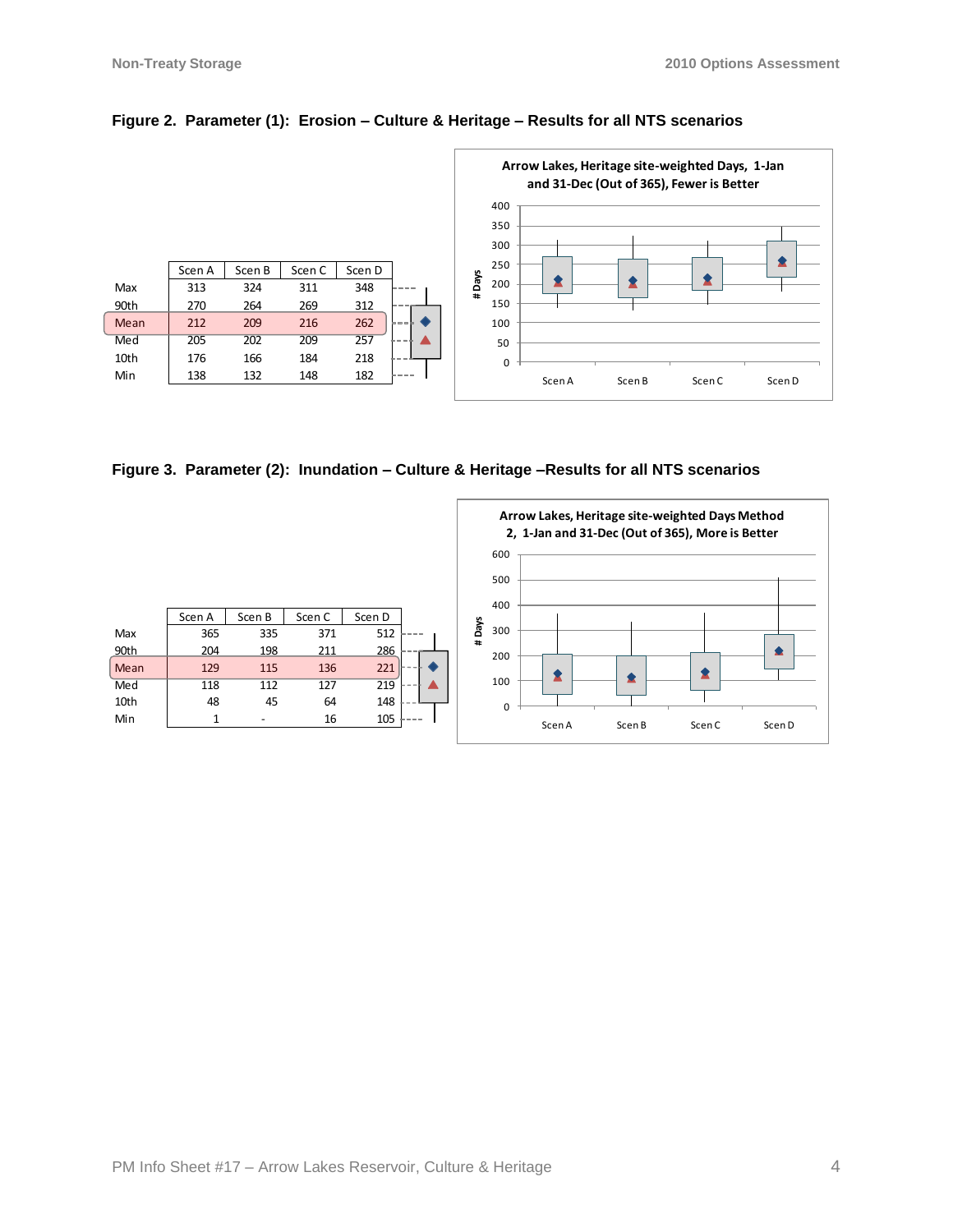**Figure 2. Parameter (1): Erosion – Culture & Heritage – Results for all NTS scenarios**

| | Scen A | Scen B | Scen C | Scen D |
|---|---|---|---|---|
| Max | 313 | 324 | 311 | 348 |
| 90th | 270 | 264 | 269 | 312 |
| Mean | 212 | 209 | 216 | 262 |
| Med | 205 | 202 | 209 | 257 |
| 10th | 176 | 166 | 184 | 218 |
| Min | 138 | 132 | 148 | 182 |

Arrow Lakes, Heritage site-weighted Days, 1-Jan and 31-Dec (Out of 365), Fewer is Better

# Days

400
350
300
250
200
150
100
50
0

Scen A
Scen B
Scen C
Scen D

**Figure 3. Parameter (2): Inundation – Culture & Heritage –Results for all NTS scenarios**

| | Scen A | Scen B | Scen C | Scen D |
|---|---|---|---|---|
| Max | 365 | 335 | 371 | 512 |
| 90th | 204 | 198 | 211 | 286 |
| Mean | 129 | 115 | 136 | 221 |
| Med | 118 | 112 | 127 | 219 |
| 10th | 48 | 45 | 64 | 148 |
| Min | 1 | - | 16 | 105 |

Arrow Lakes, Heritage site-weighted Days Method 2, 1-Jan and 31-Dec (Out of 365), More is Better

# Days

600
500
400
300
200
100
0

Scen A
Scen B
Scen C
Scen D